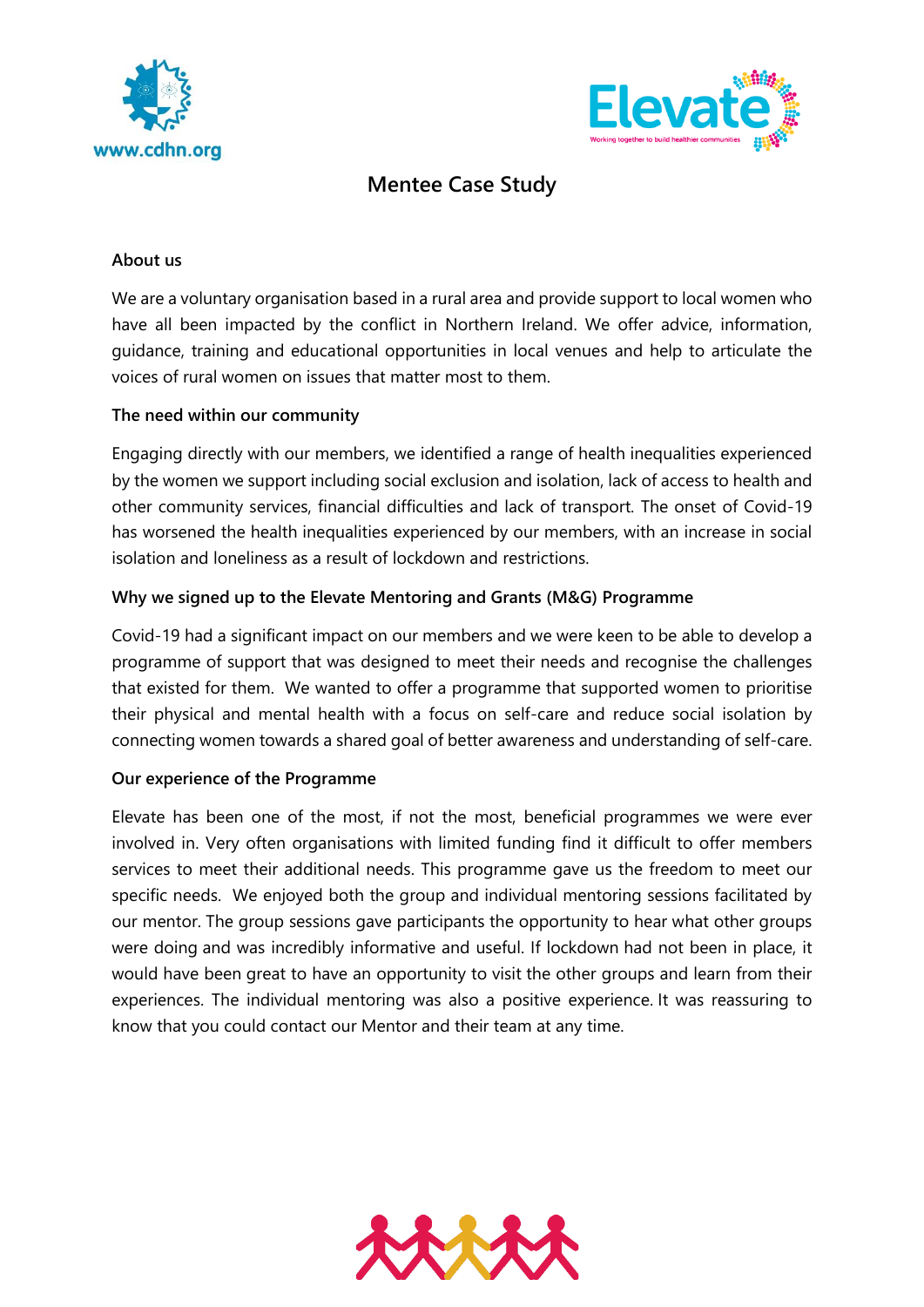# Mentee Case Study

## About us

We are a voluntary organisation based in a rural area and provide support to local women who have all been impacted by the conflict in Northern Ireland. We offer advice, information, guidance, training and educational opportunities in local venues and help to articulate the voices of rural women on issues that matter most to them.

## The need within our community

Engaging directly with our members, we identified a range of health inequalities experienced by the women we support including social exclusion and isolation, lack of access to health and other community services, financial difficulties and lack of transport. The onset of Covid-19 has worsened the health inequalities experienced by our members, with an increase in social isolation and loneliness as a result of lockdown and restrictions.

## Why we signed up to the Elevate Mentoring and Grants (M&G) Programme

Covid-19 had a significant impact on our members and we were keen to be able to develop a programme of support that was designed to meet their needs and recognise the challenges that existed for them. We wanted to offer a programme that supported women to prioritise their physical and mental health with a focus on self-care and reduce social isolation by connecting women towards a shared goal of better awareness and understanding of self-care.

## Our experience of the Programme

Elevate has been one of the most, if not the most, beneficial programmes we were ever involved in. Very often organisations with limited funding find it difficult to offer members services to meet their additional needs. This programme gave us the freedom to meet our specific needs. We enjoyed both the group and individual mentoring sessions facilitated by our mentor. The group sessions gave participants the opportunity to hear what other groups were doing and was incredibly informative and useful. If lockdown had not been in place, it would have been great to have an opportunity to visit the other groups and learn from their experiences. The individual mentoring was also a positive experience. It was reassuring to know that you could contact our Mentor and their team at any time.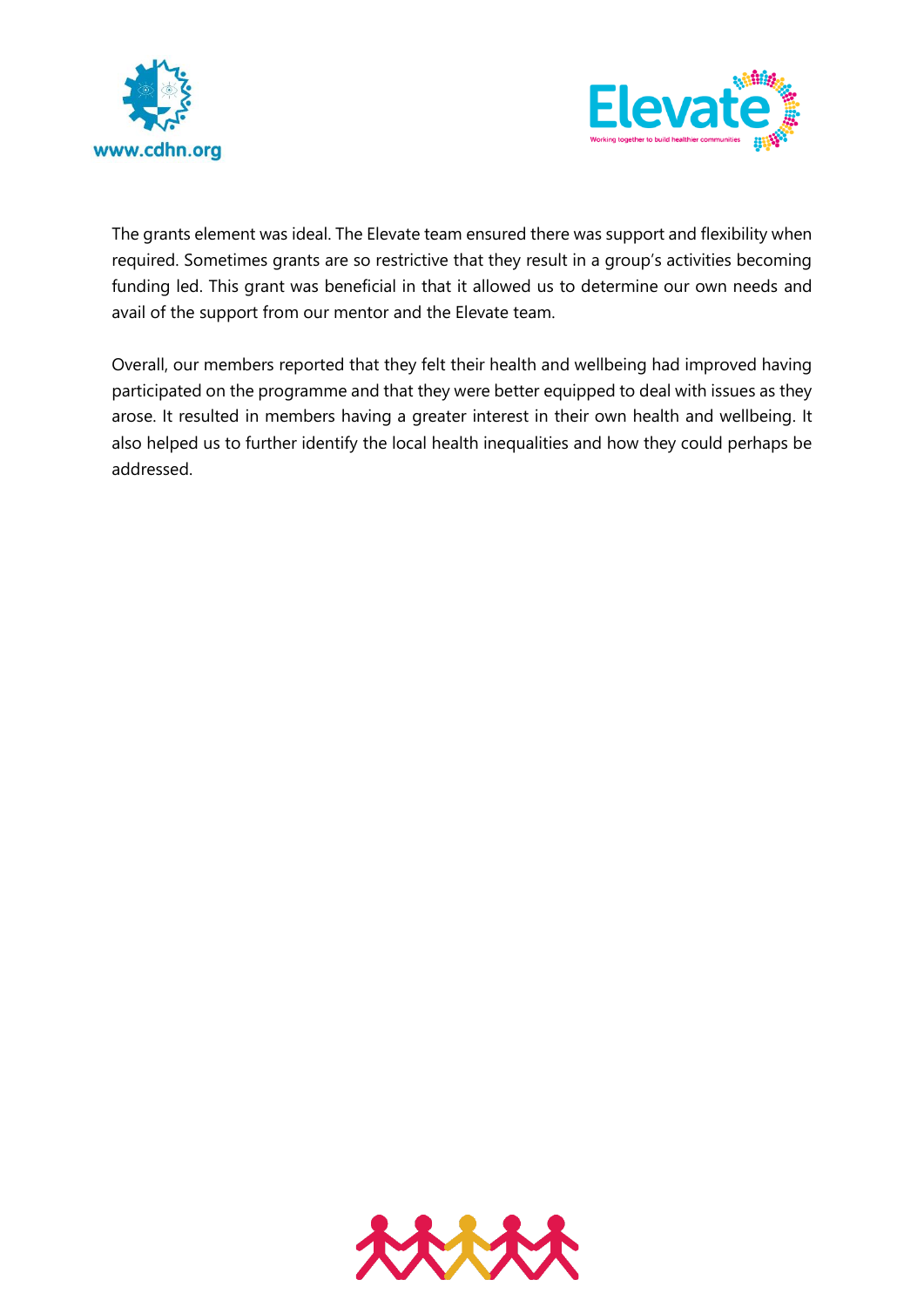The grants element was ideal. The Elevate team ensured there was support and flexibility when required. Sometimes grants are so restrictive that they result in a group's activities becoming funding led. This grant was beneficial in that it allowed us to determine our own needs and avail of the support from our mentor and the Elevate team.

Overall, our members reported that they felt their health and wellbeing had improved having participated on the programme and that they were better equipped to deal with issues as they arose. It resulted in members having a greater interest in their own health and wellbeing. It also helped us to further identify the local health inequalities and how they could perhaps be addressed.